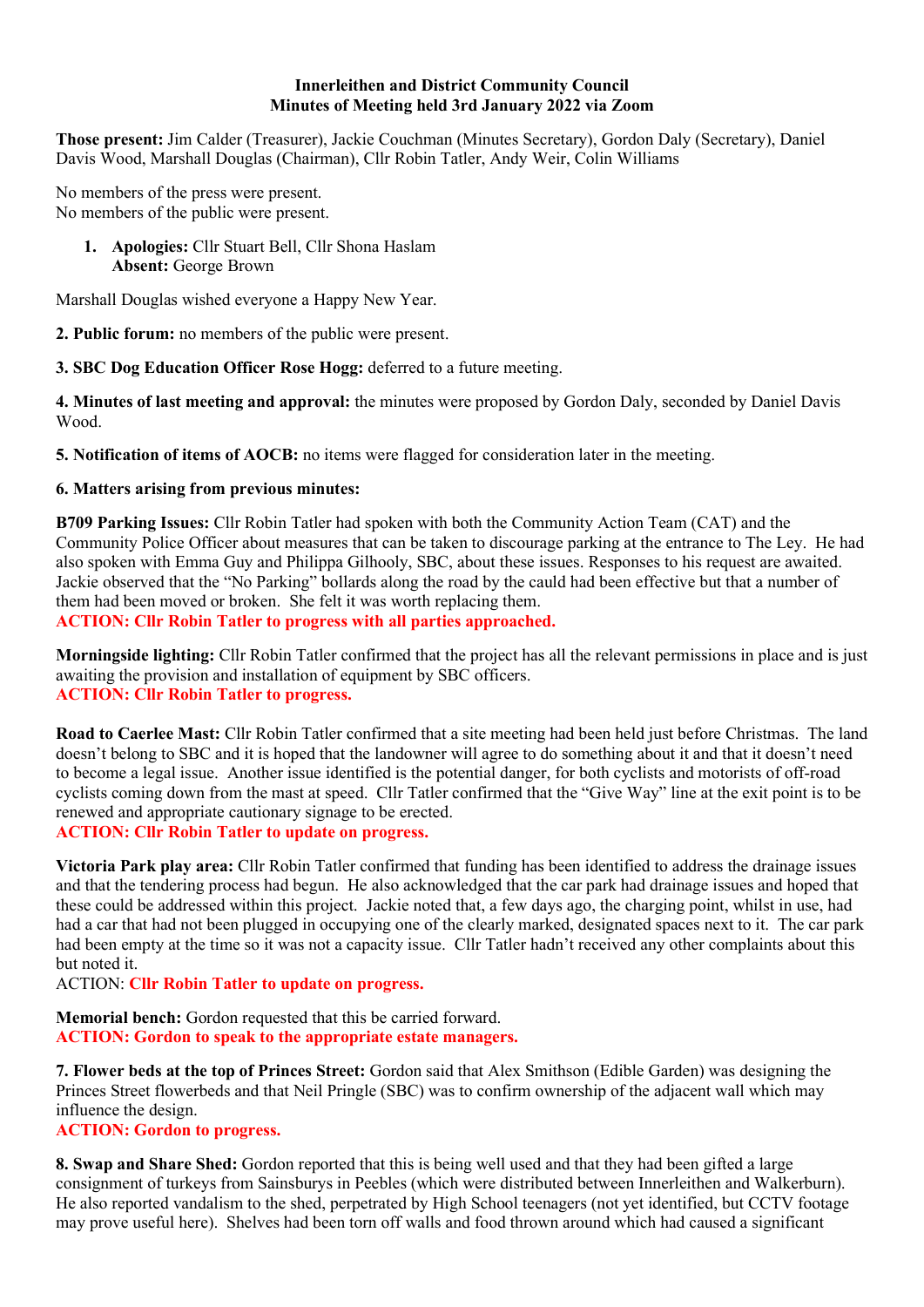**Innerleithen and District Community Council**
**Minutes of Meeting held 3rd January 2022 via Zoom**

**Those present:** Jim Calder (Treasurer), Jackie Couchman (Minutes Secretary), Gordon Daly (Secretary), Daniel Davis Wood, Marshall Douglas (Chairman), Cllr Robin Tatler, Andy Weir, Colin Williams

No members of the press were present.
No members of the public were present.

1. **Apologies:** Cllr Stuart Bell, Cllr Shona Haslam
   **Absent:** George Brown

Marshall Douglas wished everyone a Happy New Year.

**2. Public forum:** no members of the public were present.

**3. SBC Dog Education Officer Rose Hogg:** deferred to a future meeting.

**4. Minutes of last meeting and approval:** the minutes were proposed by Gordon Daly, seconded by Daniel Davis Wood.

**5. Notification of items of AOCB:** no items were flagged for consideration later in the meeting.

**6. Matters arising from previous minutes:**

**B709 Parking Issues:** Cllr Robin Tatler had spoken with both the Community Action Team (CAT) and the Community Police Officer about measures that can be taken to discourage parking at the entrance to The Ley. He had also spoken with Emma Guy and Philippa Gilhooly, SBC, about these issues. Responses to his request are awaited. Jackie observed that the "No Parking" bollards along the road by the cauld had been effective but that a number of them had been moved or broken. She felt it was worth replacing them.
**ACTION: Cllr Robin Tatler to progress with all parties approached.**

**Morningside lighting:** Cllr Robin Tatler confirmed that the project has all the relevant permissions in place and is just awaiting the provision and installation of equipment by SBC officers.
**ACTION: Cllr Robin Tatler to progress.**

**Road to Caerlee Mast:** Cllr Robin Tatler confirmed that a site meeting had been held just before Christmas. The land doesn't belong to SBC and it is hoped that the landowner will agree to do something about it and that it doesn't need to become a legal issue. Another issue identified is the potential danger, for both cyclists and motorists of off-road cyclists coming down from the mast at speed. Cllr Tatler confirmed that the "Give Way" line at the exit point is to be renewed and appropriate cautionary signage to be erected.
**ACTION: Cllr Robin Tatler to update on progress.**

**Victoria Park play area:** Cllr Robin Tatler confirmed that funding has been identified to address the drainage issues and that the tendering process had begun. He also acknowledged that the car park had drainage issues and hoped that these could be addressed within this project. Jackie noted that, a few days ago, the charging point, whilst in use, had had a car that had not been plugged in occupying one of the clearly marked, designated spaces next to it. The car park had been empty at the time so it was not a capacity issue. Cllr Tatler hadn't received any other complaints about this but noted it.
ACTION: **Cllr Robin Tatler to update on progress.**

**Memorial bench:** Gordon requested that this be carried forward.
**ACTION: Gordon to speak to the appropriate estate managers.**

**7. Flower beds at the top of Princes Street:** Gordon said that Alex Smithson (Edible Garden) was designing the Princes Street flowerbeds and that Neil Pringle (SBC) was to confirm ownership of the adjacent wall which may influence the design.
**ACTION: Gordon to progress.**

**8. Swap and Share Shed:** Gordon reported that this is being well used and that they had been gifted a large consignment of turkeys from Sainsburys in Peebles (which were distributed between Innerleithen and Walkerburn). He also reported vandalism to the shed, perpetrated by High School teenagers (not yet identified, but CCTV footage may prove useful here). Shelves had been torn off walls and food thrown around which had caused a significant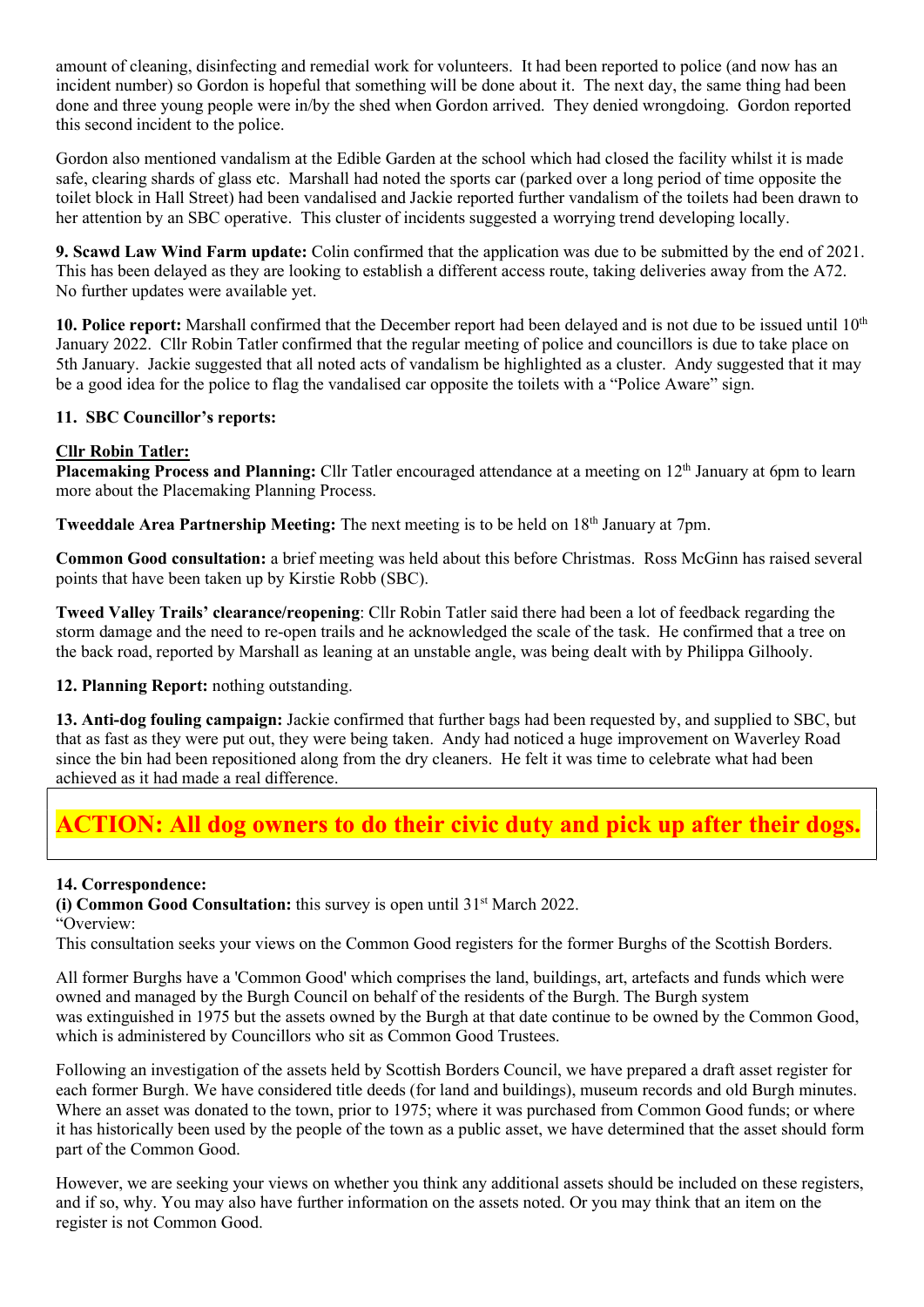amount of cleaning, disinfecting and remedial work for volunteers. It had been reported to police (and now has an incident number) so Gordon is hopeful that something will be done about it. The next day, the same thing had been done and three young people were in/by the shed when Gordon arrived. They denied wrongdoing. Gordon reported this second incident to the police.

Gordon also mentioned vandalism at the Edible Garden at the school which had closed the facility whilst it is made safe, clearing shards of glass etc. Marshall had noted the sports car (parked over a long period of time opposite the toilet block in Hall Street) had been vandalised and Jackie reported further vandalism of the toilets had been drawn to her attention by an SBC operative. This cluster of incidents suggested a worrying trend developing locally.

**9. Scawd Law Wind Farm update:** Colin confirmed that the application was due to be submitted by the end of 2021. This has been delayed as they are looking to establish a different access route, taking deliveries away from the A72. No further updates were available yet.

**10. Police report:** Marshall confirmed that the December report had been delayed and is not due to be issued until 10th January 2022. Cllr Robin Tatler confirmed that the regular meeting of police and councillors is due to take place on 5th January. Jackie suggested that all noted acts of vandalism be highlighted as a cluster. Andy suggested that it may be a good idea for the police to flag the vandalised car opposite the toilets with a "Police Aware" sign.

**11. SBC Councillor's reports:**

**Cllr Robin Tatler:**

**Placemaking Process and Planning:** Cllr Tatler encouraged attendance at a meeting on 12th January at 6pm to learn more about the Placemaking Planning Process.

**Tweeddale Area Partnership Meeting:** The next meeting is to be held on 18th January at 7pm.

**Common Good consultation:** a brief meeting was held about this before Christmas. Ross McGinn has raised several points that have been taken up by Kirstie Robb (SBC).

**Tweed Valley Trails' clearance/reopening**: Cllr Robin Tatler said there had been a lot of feedback regarding the storm damage and the need to re-open trails and he acknowledged the scale of the task. He confirmed that a tree on the back road, reported by Marshall as leaning at an unstable angle, was being dealt with by Philippa Gilhooly.

**12. Planning Report:** nothing outstanding.

**13. Anti-dog fouling campaign:** Jackie confirmed that further bags had been requested by, and supplied to SBC, but that as fast as they were put out, they were being taken. Andy had noticed a huge improvement on Waverley Road since the bin had been repositioned along from the dry cleaners. He felt it was time to celebrate what had been achieved as it had made a real difference.

**ACTION: All dog owners to do their civic duty and pick up after their dogs.**

**14. Correspondence:**

**(i) Common Good Consultation:** this survey is open until 31st March 2022.

"Overview:

This consultation seeks your views on the Common Good registers for the former Burghs of the Scottish Borders.

All former Burghs have a 'Common Good' which comprises the land, buildings, art, artefacts and funds which were owned and managed by the Burgh Council on behalf of the residents of the Burgh. The Burgh system was extinguished in 1975 but the assets owned by the Burgh at that date continue to be owned by the Common Good, which is administered by Councillors who sit as Common Good Trustees.

Following an investigation of the assets held by Scottish Borders Council, we have prepared a draft asset register for each former Burgh. We have considered title deeds (for land and buildings), museum records and old Burgh minutes. Where an asset was donated to the town, prior to 1975; where it was purchased from Common Good funds; or where it has historically been used by the people of the town as a public asset, we have determined that the asset should form part of the Common Good.

However, we are seeking your views on whether you think any additional assets should be included on these registers, and if so, why. You may also have further information on the assets noted. Or you may think that an item on the register is not Common Good.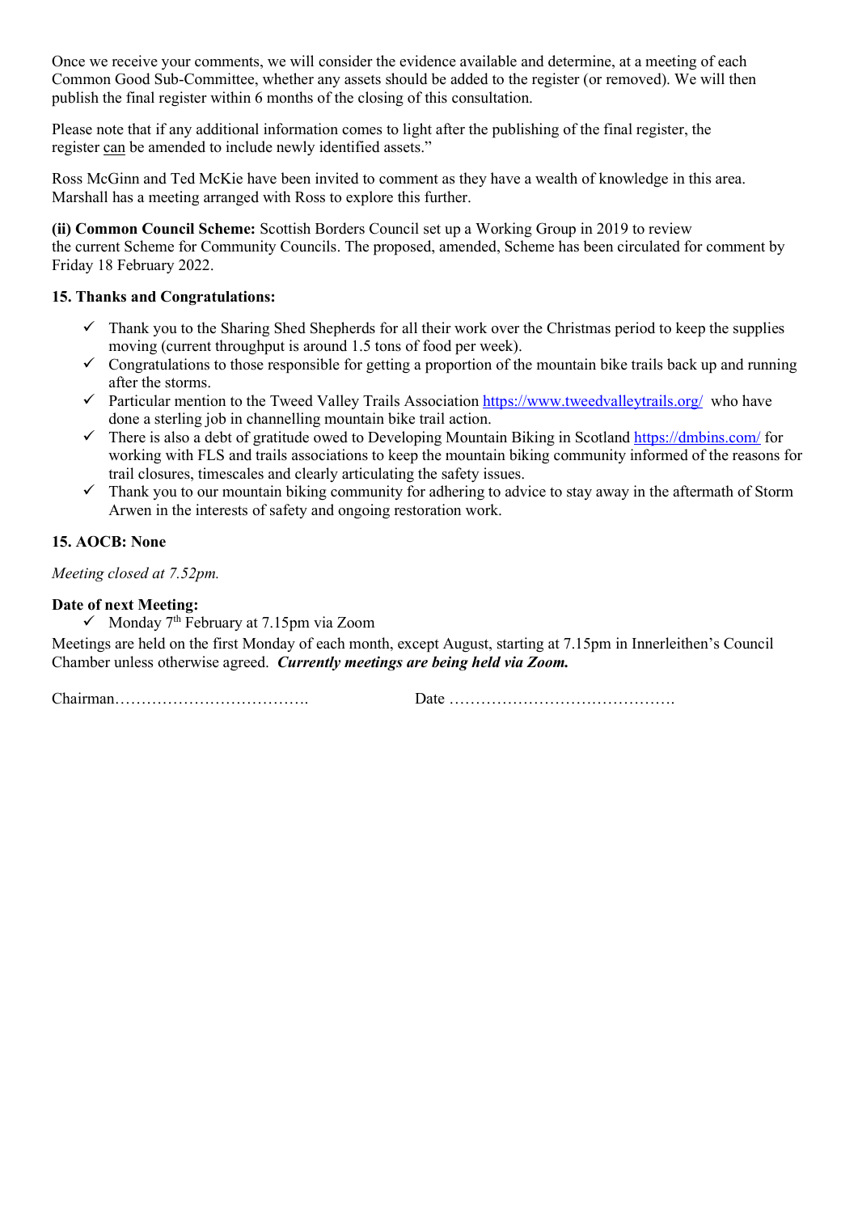Once we receive your comments, we will consider the evidence available and determine, at a meeting of each Common Good Sub-Committee, whether any assets should be added to the register (or removed). We will then publish the final register within 6 months of the closing of this consultation.

Please note that if any additional information comes to light after the publishing of the final register, the register can be amended to include newly identified assets."

Ross McGinn and Ted McKie have been invited to comment as they have a wealth of knowledge in this area. Marshall has a meeting arranged with Ross to explore this further.

**(ii) Common Council Scheme:** Scottish Borders Council set up a Working Group in 2019 to review the current Scheme for Community Councils. The proposed, amended, Scheme has been circulated for comment by Friday 18 February 2022.

**15. Thanks and Congratulations:**

- ✓ Thank you to the Sharing Shed Shepherds for all their work over the Christmas period to keep the supplies moving (current throughput is around 1.5 tons of food per week).
- ✓ Congratulations to those responsible for getting a proportion of the mountain bike trails back up and running after the storms.
- ✓ Particular mention to the Tweed Valley Trails Association https://www.tweedvalleytrails.org/ who have done a sterling job in channelling mountain bike trail action.
- ✓ There is also a debt of gratitude owed to Developing Mountain Biking in Scotland https://dmbins.com/ for working with FLS and trails associations to keep the mountain biking community informed of the reasons for trail closures, timescales and clearly articulating the safety issues.
- ✓ Thank you to our mountain biking community for adhering to advice to stay away in the aftermath of Storm Arwen in the interests of safety and ongoing restoration work.

**15. AOCB: None**

*Meeting closed at 7.52pm.*

**Date of next Meeting:**

- ✓ Monday 7th February at 7.15pm via Zoom

Meetings are held on the first Monday of each month, except August, starting at 7.15pm in Innerleithen's Council Chamber unless otherwise agreed. ***Currently meetings are being held via Zoom.***

Chairman………………………………. Date ……………………………………